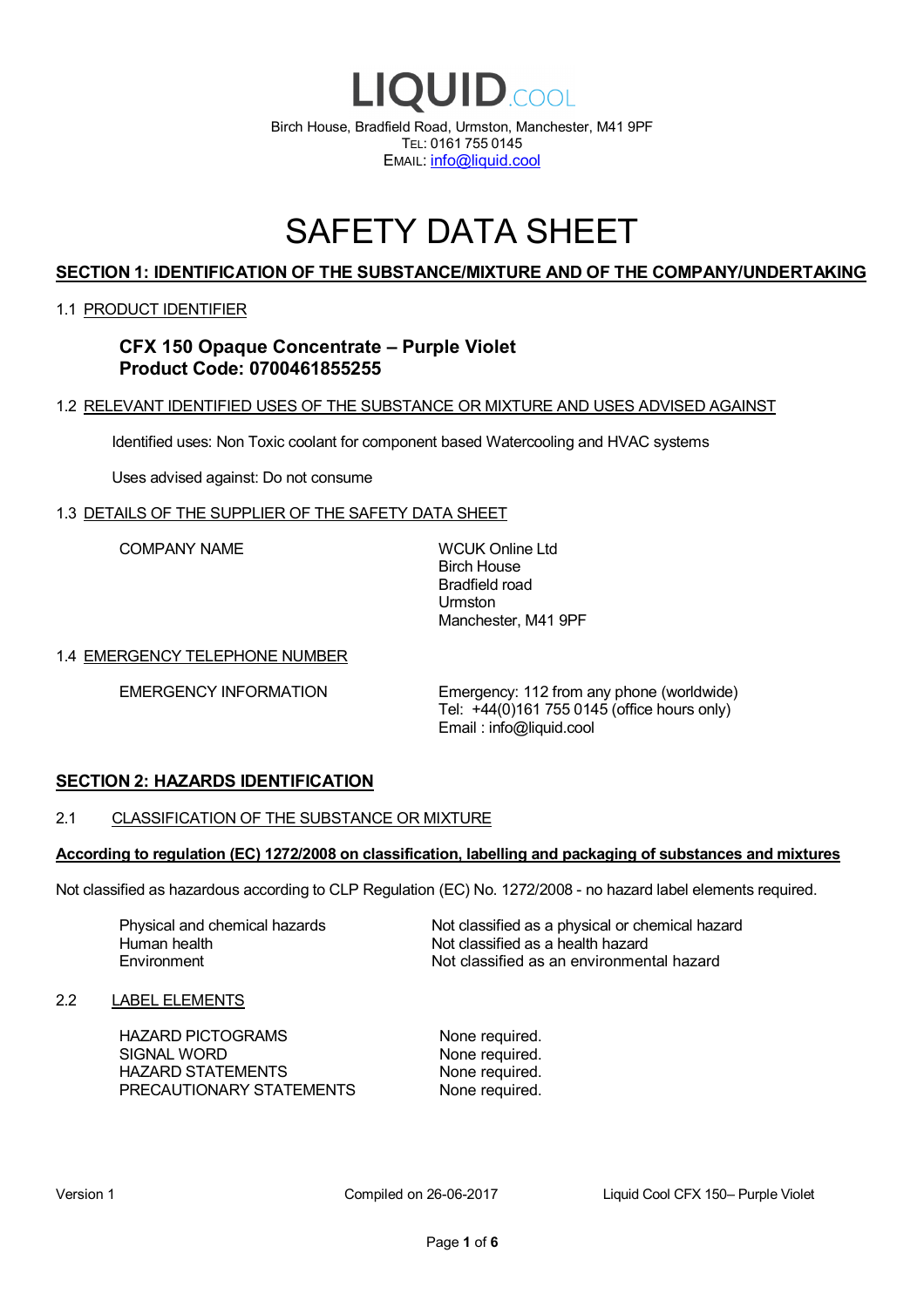# LIQUID.COOL

Birch House, Bradfield Road, Urmston, Manchester, M41 9PF
TEL: 0161 755 0145
EMAIL: info@liquid.cool

# SAFETY DATA SHEET

## SECTION 1: IDENTIFICATION OF THE SUBSTANCE/MIXTURE AND OF THE COMPANY/UNDERTAKING

### 1.1 PRODUCT IDENTIFIER

**CFX 150 Opaque Concentrate – Purple Violet**
**Product Code: 0700461855255**

### 1.2 RELEVANT IDENTIFIED USES OF THE SUBSTANCE OR MIXTURE AND USES ADVISED AGAINST

Identified uses: Non Toxic coolant for component based Watercooling and HVAC systems

Uses advised against: Do not consume

### 1.3 DETAILS OF THE SUPPLIER OF THE SAFETY DATA SHEET

| | |
|---|---|
| COMPANY NAME | WCUK Online Ltd<br>Birch House<br>Bradfield road<br>Urmston<br>Manchester, M41 9PF |

### 1.4 EMERGENCY TELEPHONE NUMBER

| | |
|---|---|
| EMERGENCY INFORMATION | Emergency: 112 from any phone (worldwide)<br>Tel: +44(0)161 755 0145 (office hours only)<br>Email : info@liquid.cool |

## SECTION 2: HAZARDS IDENTIFICATION

### 2.1 CLASSIFICATION OF THE SUBSTANCE OR MIXTURE

**According to regulation (EC) 1272/2008 on classification, labelling and packaging of substances and mixtures**

Not classified as hazardous according to CLP Regulation (EC) No. 1272/2008 - no hazard label elements required.

| | |
|---|---|
| Physical and chemical hazards | Not classified as a physical or chemical hazard |
| Human health | Not classified as a health hazard |
| Environment | Not classified as an environmental hazard |

### 2.2 LABEL ELEMENTS

| | |
|---|---|
| HAZARD PICTOGRAMS | None required. |
| SIGNAL WORD | None required. |
| HAZARD STATEMENTS | None required. |
| PRECAUTIONARY STATEMENTS | None required. |

Version 1 | Compiled on 26-06-2017 | Liquid Cool CFX 150– Purple Violet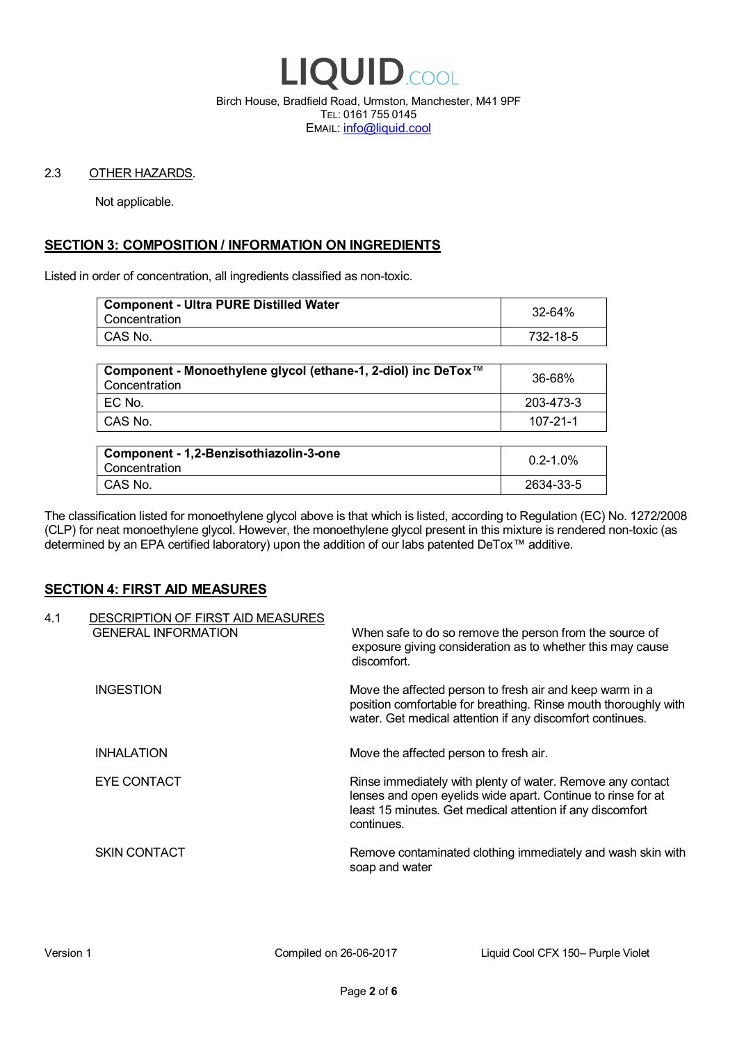2.3 OTHER HAZARDS.

Not applicable.

## SECTION 3: COMPOSITION / INFORMATION ON INGREDIENTS

Listed in order of concentration, all ingredients classified as non-toxic.

| **Component - Ultra PURE Distilled Water** Concentration | 32-64% |
|---|---|
| CAS No. | 732-18-5 |

| **Component - Monoethylene glycol (ethane-1, 2-diol) inc DeTox™** Concentration | 36-68% |
|---|---|
| EC No. | 203-473-3 |
| CAS No. | 107-21-1 |

| **Component - 1,2-Benzisothiazolin-3-one** Concentration | 0.2-1.0% |
|---|---|
| CAS No. | 2634-33-5 |

The classification listed for monoethylene glycol above is that which is listed, according to Regulation (EC) No. 1272/2008 (CLP) for neat monoethylene glycol. However, the monoethylene glycol present in this mixture is rendered non-toxic (as determined by an EPA certified laboratory) upon the addition of our labs patented DeTox™ additive.

## SECTION 4: FIRST AID MEASURES

4.1 DESCRIPTION OF FIRST AID MEASURES

GENERAL INFORMATION
When safe to do so remove the person from the source of exposure giving consideration as to whether this may cause discomfort.

INGESTION
Move the affected person to fresh air and keep warm in a position comfortable for breathing. Rinse mouth thoroughly with water. Get medical attention if any discomfort continues.

INHALATION
Move the affected person to fresh air.

EYE CONTACT
Rinse immediately with plenty of water. Remove any contact lenses and open eyelids wide apart. Continue to rinse for at least 15 minutes. Get medical attention if any discomfort continues.

SKIN CONTACT
Remove contaminated clothing immediately and wash skin with soap and water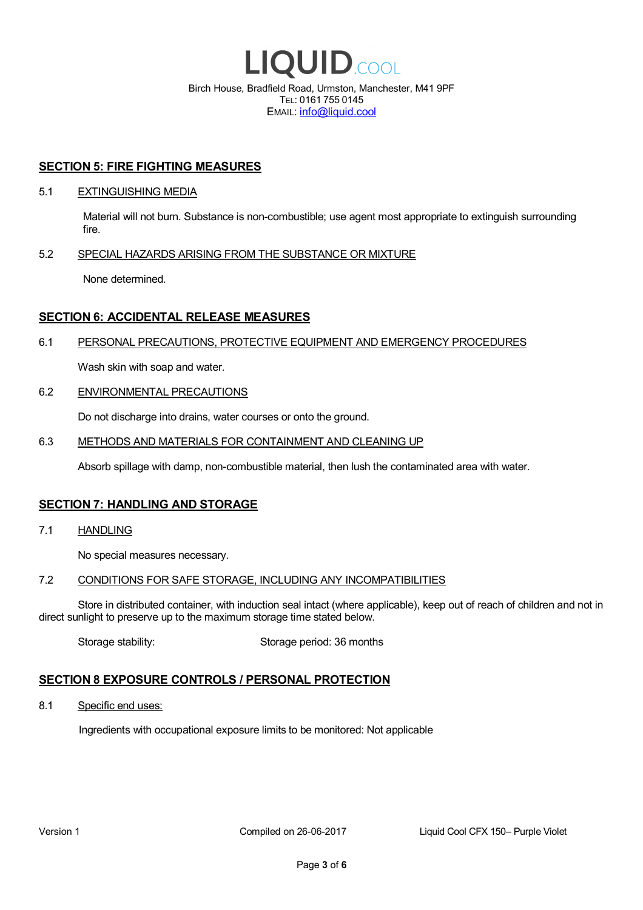## SECTION 5: FIRE FIGHTING MEASURES

### 5.1 EXTINGUISHING MEDIA

Material will not burn. Substance is non-combustible; use agent most appropriate to extinguish surrounding fire.

### 5.2 SPECIAL HAZARDS ARISING FROM THE SUBSTANCE OR MIXTURE

None determined.

## SECTION 6: ACCIDENTAL RELEASE MEASURES

### 6.1 PERSONAL PRECAUTIONS, PROTECTIVE EQUIPMENT AND EMERGENCY PROCEDURES

Wash skin with soap and water.

### 6.2 ENVIRONMENTAL PRECAUTIONS

Do not discharge into drains, water courses or onto the ground.

### 6.3 METHODS AND MATERIALS FOR CONTAINMENT AND CLEANING UP

Absorb spillage with damp, non-combustible material, then lush the contaminated area with water.

## SECTION 7: HANDLING AND STORAGE

### 7.1 HANDLING

No special measures necessary.

### 7.2 CONDITIONS FOR SAFE STORAGE, INCLUDING ANY INCOMPATIBILITIES

Store in distributed container, with induction seal intact (where applicable), keep out of reach of children and not in direct sunlight to preserve up to the maximum storage time stated below.

Storage stability: Storage period: 36 months

## SECTION 8 EXPOSURE CONTROLS / PERSONAL PROTECTION

### 8.1 Specific end uses:

Ingredients with occupational exposure limits to be monitored: Not applicable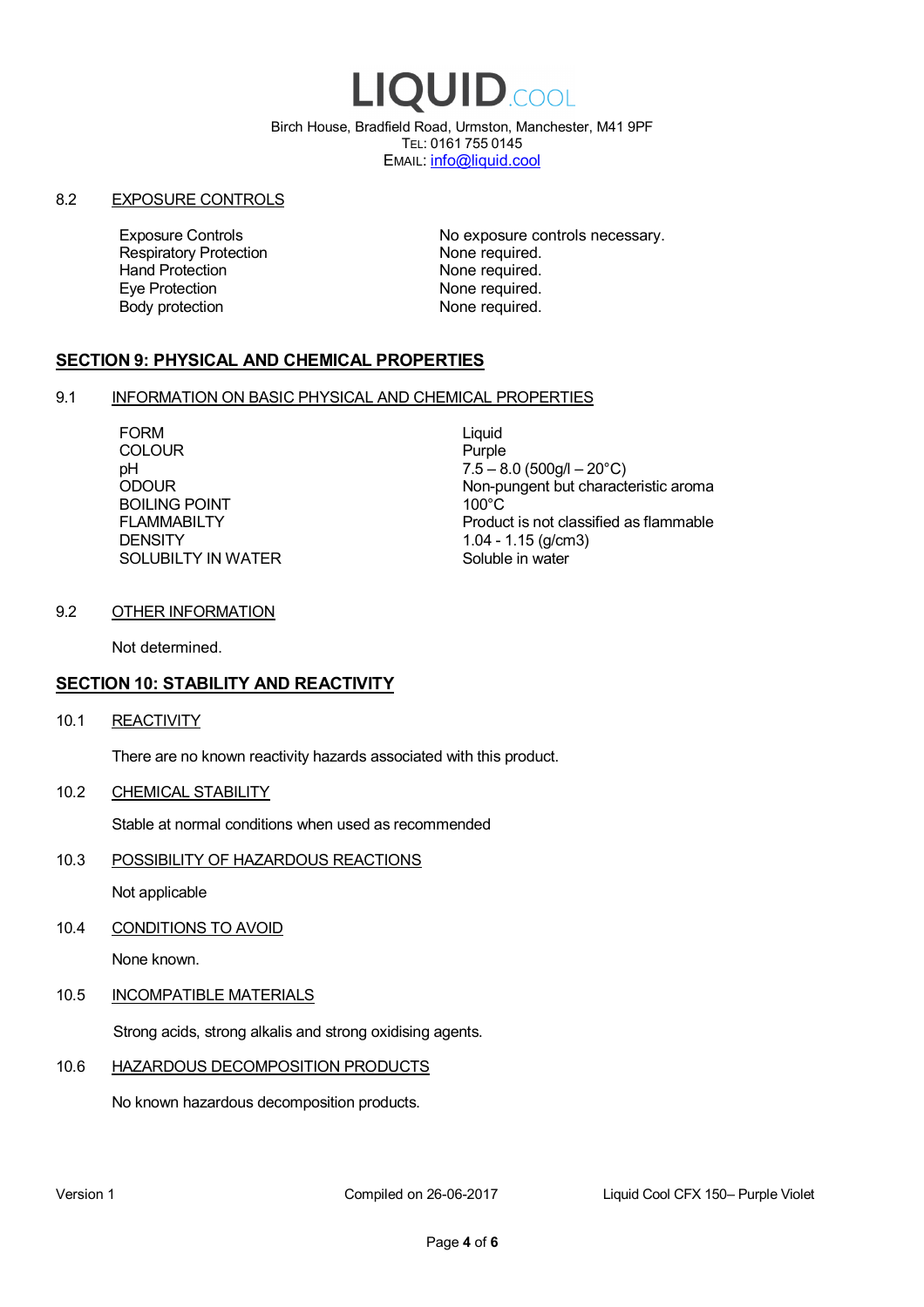### 8.2 EXPOSURE CONTROLS

| | |
|---|---|
| Exposure Controls | No exposure controls necessary. |
| Respiratory Protection | None required. |
| Hand Protection | None required. |
| Eye Protection | None required. |
| Body protection | None required. |

## SECTION 9: PHYSICAL AND CHEMICAL PROPERTIES

### 9.1 INFORMATION ON BASIC PHYSICAL AND CHEMICAL PROPERTIES

| | |
|---|---|
| FORM | Liquid |
| COLOUR | Purple |
| pH | 7.5 – 8.0 (500g/l – 20°C) |
| ODOUR | Non-pungent but characteristic aroma |
| BOILING POINT | 100°C |
| FLAMMABILTY | Product is not classified as flammable |
| DENSITY | 1.04 - 1.15 (g/cm3) |
| SOLUBILTY IN WATER | Soluble in water |

### 9.2 OTHER INFORMATION

Not determined.

## SECTION 10: STABILITY AND REACTIVITY

### 10.1 REACTIVITY

There are no known reactivity hazards associated with this product.

### 10.2 CHEMICAL STABILITY

Stable at normal conditions when used as recommended

### 10.3 POSSIBILITY OF HAZARDOUS REACTIONS

Not applicable

### 10.4 CONDITIONS TO AVOID

None known.

### 10.5 INCOMPATIBLE MATERIALS

Strong acids, strong alkalis and strong oxidising agents.

### 10.6 HAZARDOUS DECOMPOSITION PRODUCTS

No known hazardous decomposition products.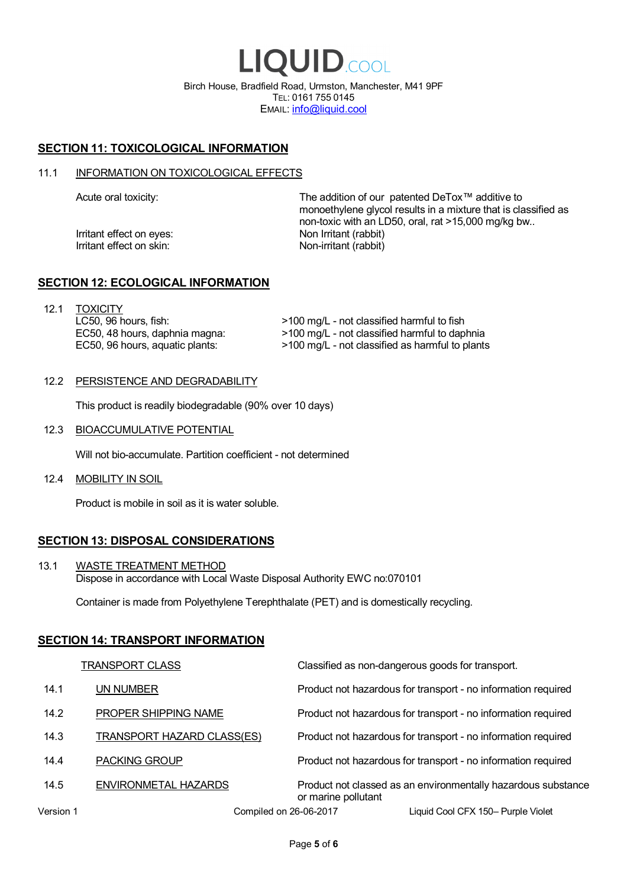# LIQUID.COOL

Birch House, Bradfield Road, Urmston, Manchester, M41 9PF
TEL: 0161 755 0145
EMAIL: info@liquid.cool

## SECTION 11: TOXICOLOGICAL INFORMATION

### 11.1 INFORMATION ON TOXICOLOGICAL EFFECTS

| | |
|---|---|
| Acute oral toxicity: | The addition of our patented DeTox™ additive to monoethylene glycol results in a mixture that is classified as non-toxic with an LD50, oral, rat >15,000 mg/kg bw.. |
| Irritant effect on eyes: | Non Irritant (rabbit) |
| Irritant effect on skin: | Non-irritant (rabbit) |

## SECTION 12: ECOLOGICAL INFORMATION

### 12.1 TOXICITY

| | |
|---|---|
| LC50, 96 hours, fish: | >100 mg/L - not classified harmful to fish |
| EC50, 48 hours, daphnia magna: | >100 mg/L - not classified harmful to daphnia |
| EC50, 96 hours, aquatic plants: | >100 mg/L - not classified as harmful to plants |

### 12.2 PERSISTENCE AND DEGRADABILITY

This product is readily biodegradable (90% over 10 days)

### 12.3 BIOACCUMULATIVE POTENTIAL

Will not bio-accumulate. Partition coefficient - not determined

### 12.4 MOBILITY IN SOIL

Product is mobile in soil as it is water soluble.

## SECTION 13: DISPOSAL CONSIDERATIONS

### 13.1 WASTE TREATMENT METHOD

Dispose in accordance with Local Waste Disposal Authority EWC no:070101

Container is made from Polyethylene Terephthalate (PET) and is domestically recycling.

## SECTION 14: TRANSPORT INFORMATION

| | | |
|---|---|---|
| | TRANSPORT CLASS | Classified as non-dangerous goods for transport. |
| 14.1 | UN NUMBER | Product not hazardous for transport - no information required |
| 14.2 | PROPER SHIPPING NAME | Product not hazardous for transport - no information required |
| 14.3 | TRANSPORT HAZARD CLASS(ES) | Product not hazardous for transport - no information required |
| 14.4 | PACKING GROUP | Product not hazardous for transport - no information required |
| 14.5 | ENVIRONMETAL HAZARDS | Product not classed as an environmentally hazardous substance or marine pollutant |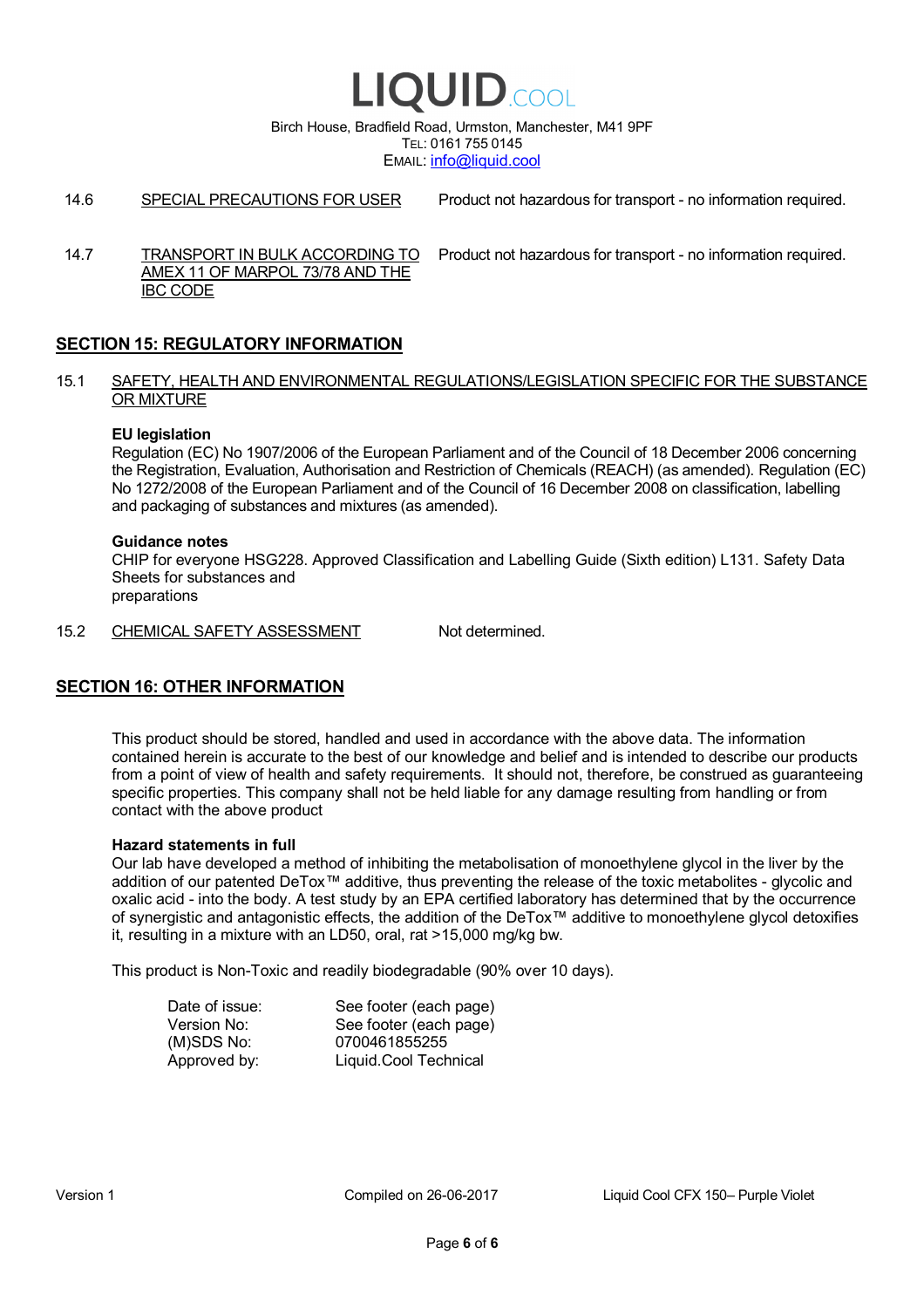# LIQUID.COOL

Birch House, Bradfield Road, Urmston, Manchester, M41 9PF
TEL: 0161 755 0145
EMAIL: info@liquid.cool

| | | |
|---|---|---|
| 14.6 | SPECIAL PRECAUTIONS FOR USER | Product not hazardous for transport - no information required. |
| 14.7 | TRANSPORT IN BULK ACCORDING TO AMEX 11 OF MARPOL 73/78 AND THE IBC CODE | Product not hazardous for transport - no information required. |

## SECTION 15: REGULATORY INFORMATION

15.1 SAFETY, HEALTH AND ENVIRONMENTAL REGULATIONS/LEGISLATION SPECIFIC FOR THE SUBSTANCE OR MIXTURE

**EU legislation**
Regulation (EC) No 1907/2006 of the European Parliament and of the Council of 18 December 2006 concerning the Registration, Evaluation, Authorisation and Restriction of Chemicals (REACH) (as amended). Regulation (EC) No 1272/2008 of the European Parliament and of the Council of 16 December 2008 on classification, labelling and packaging of substances and mixtures (as amended).

**Guidance notes**
CHIP for everyone HSG228. Approved Classification and Labelling Guide (Sixth edition) L131. Safety Data Sheets for substances and
preparations

15.2 CHEMICAL SAFETY ASSESSMENT Not determined.

## SECTION 16: OTHER INFORMATION

This product should be stored, handled and used in accordance with the above data. The information contained herein is accurate to the best of our knowledge and belief and is intended to describe our products from a point of view of health and safety requirements. It should not, therefore, be construed as guaranteeing specific properties. This company shall not be held liable for any damage resulting from handling or from contact with the above product

**Hazard statements in full**
Our lab have developed a method of inhibiting the metabolisation of monoethylene glycol in the liver by the addition of our patented DeTox™ additive, thus preventing the release of the toxic metabolites - glycolic and oxalic acid - into the body. A test study by an EPA certified laboratory has determined that by the occurrence of synergistic and antagonistic effects, the addition of the DeTox™ additive to monoethylene glycol detoxifies it, resulting in a mixture with an LD50, oral, rat >15,000 mg/kg bw.

This product is Non-Toxic and readily biodegradable (90% over 10 days).

| | |
|---|---|
| Date of issue: | See footer (each page) |
| Version No: | See footer (each page) |
| (M)SDS No: | 0700461855255 |
| Approved by: | Liquid.Cool Technical |

Version 1 Compiled on 26-06-2017 Liquid Cool CFX 150– Purple Violet